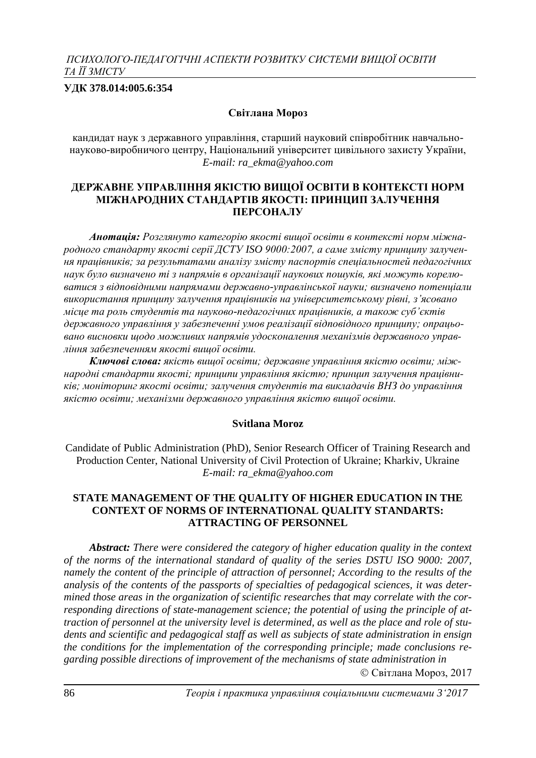**УДК 378.014:005.6:354**

**Світлана Мороз**

кандидат наук з державного управління, старший науковий співробітник навчально-науково-виробничого центру, Національний університет цивільного захисту України, *E-mail: ra_ekma@yahoo.com*

## ДЕРЖАВНЕ УПРАВЛІННЯ ЯКІСТЮ ВИЩОЇ ОСВІТИ В КОНТЕКСТІ НОРМ МІЖНАРОДНИХ СТАНДАРТІВ ЯКОСТІ: ПРИНЦИП ЗАЛУЧЕННЯ ПЕРСОНАЛУ

***Анотація:*** *Розглянуто категорію якості вищої освіти в контексті норм міжнародного стандарту якості серії ДСТУ ISO 9000:2007, а саме змісту принципу залучення працівників; за результатами аналізу змісту паспортів спеціальностей педагогічних наук було визначено ті з напрямів в організації наукових пошуків, які можуть корелюватися з відповідними напрямами державно-управлінської науки; визначено потенціали використання принципу залучення працівників на університетському рівні, з'ясовано місце та роль студентів та науково-педагогічних працівників, а також суб'єктів державного управління у забезпеченні умов реалізації відповідного принципу; опрацьовано висновки щодо можливих напрямів удосконалення механізмів державного управління забезпеченням якості вищої освіти.*

***Ключові слова:*** *якість вищої освіти; державне управління якістю освіти; міжнародні стандарти якості; принципи управління якістю; принцип залучення працівників; моніторинг якості освіти; залучення студентів та викладачів ВНЗ до управління якістю освіти; механізми державного управління якістю вищої освіти.*

**Svitlana Moroz**

Candidate of Public Administration (PhD), Senior Research Officer of Training Research and Production Center, National University of Civil Protection of Ukraine; Kharkiv, Ukraine *E-mail: ra_ekma@yahoo.com*

## STATE MANAGEMENT OF THE QUALITY OF HIGHER EDUCATION IN THE CONTEXT OF NORMS OF INTERNATIONAL QUALITY STANDARTS: ATTRACTING OF PERSONNEL

***Abstract:*** *There were considered the category of higher education quality in the context of the norms of the international standard of quality of the series DSTU ISO 9000: 2007, namely the content of the principle of attraction of personnel; According to the results of the analysis of the contents of the passports of specialties of pedagogical sciences, it was determined those areas in the organization of scientific researches that may correlate with the corresponding directions of state-management science; the potential of using the principle of attraction of personnel at the university level is determined, as well as the place and role of students and scientific and pedagogical staff as well as subjects of state administration in ensign the conditions for the implementation of the corresponding principle; made conclusions regarding possible directions of improvement of the mechanisms of state administration in*

© Світлана Мороз, 2017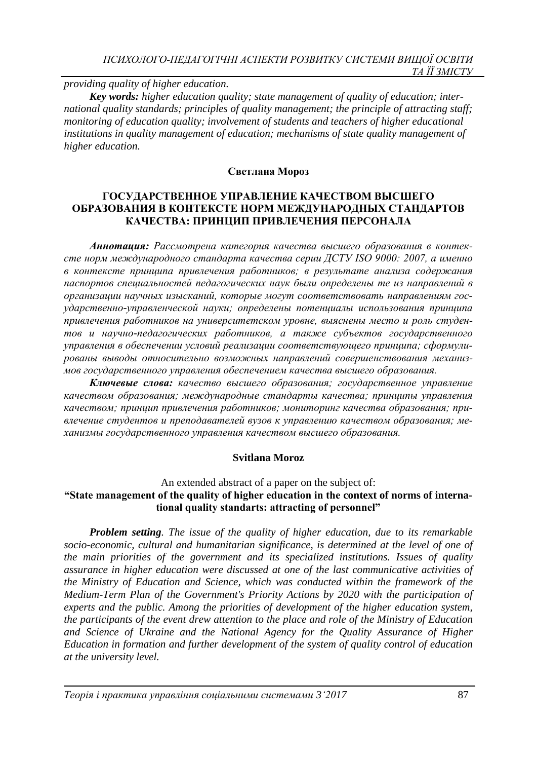*providing quality of higher education.*

***Key words:*** *higher education quality; state management of quality of education; international quality standards; principles of quality management; the principle of attracting staff; monitoring of education quality; involvement of students and teachers of higher educational institutions in quality management of education; mechanisms of state quality management of higher education.*

**Светлана Мороз**

**ГОСУДАРСТВЕННОЕ УПРАВЛЕНИЕ КАЧЕСТВОМ ВЫСШЕГО ОБРАЗОВАНИЯ В КОНТЕКСТЕ НОРМ МЕЖДУНАРОДНЫХ СТАНДАРТОВ КАЧЕСТВА: ПРИНЦИП ПРИВЛЕЧЕНИЯ ПЕРСОНАЛА**

***Аннотация:*** *Рассмотрена категория качества высшего образования в контексте норм международного стандарта качества серии ДСТУ ISO 9000: 2007, а именно в контексте принципа привлечения работников; в результате анализа содержания паспортов специальностей педагогических наук были определены те из направлений в организации научных изысканий, которые могут соответствовать направлениям государственно-управленческой науки; определены потенциалы использования принципа привлечения работников на университетском уровне, выяснены место и роль студентов и научно-педагогических работников, а также субъектов государственного управления в обеспечении условий реализации соответствующего принципа; сформулированы выводы относительно возможных направлений совершенствования механизмов государственного управления обеспечением качества высшего образования.*

***Ключевые слова:*** *качество высшего образования; государственное управление качеством образования; международные стандарты качества; принципы управления качеством; принцип привлечения работников; мониторинг качества образования; привлечение студентов и преподавателей вузов к управлению качеством образования; механизмы государственного управления качеством высшего образования.*

**Svitlana Moroz**

An extended abstract of a paper on the subject of:
**"State management of the quality of higher education in the context of norms of international quality standarts: attracting of personnel"**

***Problem setting****. The issue of the quality of higher education, due to its remarkable socio-economic, cultural and humanitarian significance, is determined at the level of one of the main priorities of the government and its specialized institutions. Issues of quality assurance in higher education were discussed at one of the last communicative activities of the Ministry of Education and Science, which was conducted within the framework of the Medium-Term Plan of the Government's Priority Actions by 2020 with the participation of experts and the public. Among the priorities of development of the higher education system, the participants of the event drew attention to the place and role of the Ministry of Education and Science of Ukraine and the National Agency for the Quality Assurance of Higher Education in formation and further development of the system of quality control of education at the university level.*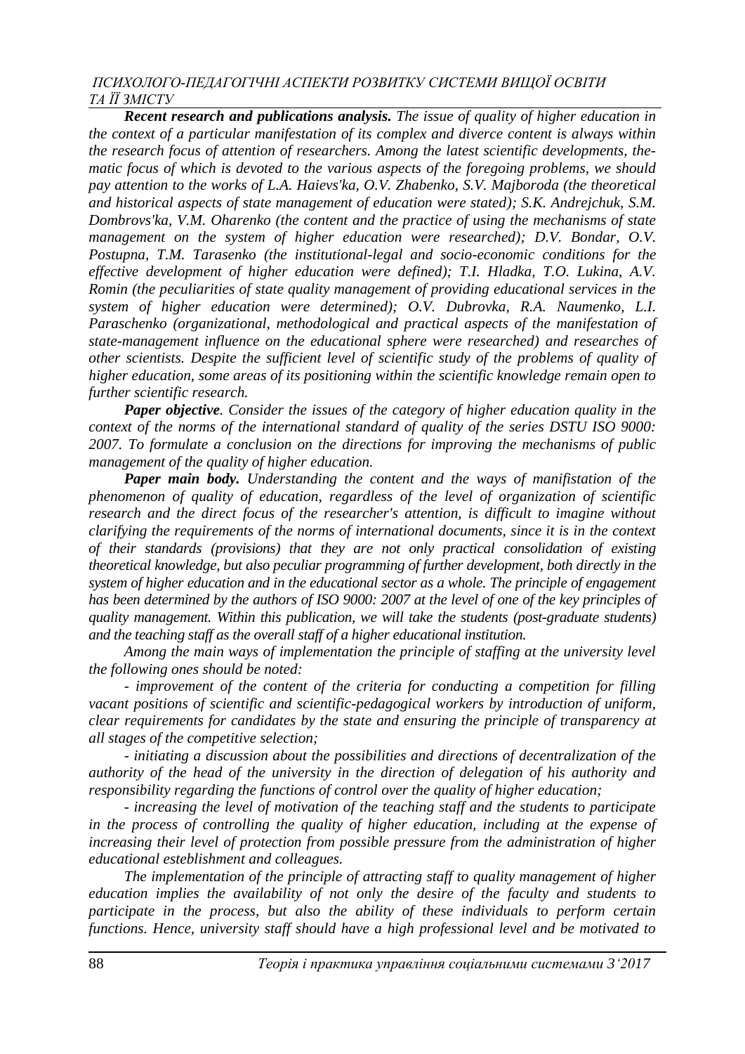***Recent research and publications analysis.*** *The issue of quality of higher education in the context of a particular manifestation of its complex and diverce content is always within the research focus of attention of researchers. Among the latest scientific developments, thematic focus of which is devoted to the various aspects of the foregoing problems, we should pay attention to the works of L.A. Haievs'ka, O.V. Zhabenko, S.V. Majboroda (the theoretical and historical aspects of state management of education were stated); S.K. Andrejchuk, S.M. Dombrovs'ka, V.M. Oharenko (the content and the practice of using the mechanisms of state management on the system of higher education were researched); D.V. Bondar, O.V. Postupna, T.M. Tarasenko (the institutional-legal and socio-economic conditions for the effective development of higher education were defined); T.I. Hladka, T.O. Lukina, A.V. Romin (the peculiarities of state quality management of providing educational services in the system of higher education were determined); O.V. Dubrovka, R.A. Naumenko, L.I. Paraschenko (organizational, methodological and practical aspects of the manifestation of state-management influence on the educational sphere were researched) and researches of other scientists. Despite the sufficient level of scientific study of the problems of quality of higher education, some areas of its positioning within the scientific knowledge remain open to further scientific research.*

***Paper objective****. Consider the issues of the category of higher education quality in the context of the norms of the international standard of quality of the series DSTU ISO 9000: 2007. To formulate a conclusion on the directions for improving the mechanisms of public management of the quality of higher education.*

***Paper main body.*** *Understanding the content and the ways of manifistation of the phenomenon of quality of education, regardless of the level of organization of scientific research and the direct focus of the researcher's attention, is difficult to imagine without clarifying the requirements of the norms of international documents, since it is in the context of their standards (provisions) that they are not only practical consolidation of existing theoretical knowledge, but also peculiar programming of further development, both directly in the system of higher education and in the educational sector as a whole. The principle of engagement has been determined by the authors of ISO 9000: 2007 at the level of one of the key principles of quality management. Within this publication, we will take the students (post-graduate students) and the teaching staff as the overall staff of a higher educational institution.*

*Among the main ways of implementation the principle of staffing at the university level the following ones should be noted:*

*- improvement of the content of the criteria for conducting a competition for filling vacant positions of scientific and scientific-pedagogical workers by introduction of uniform, clear requirements for candidates by the state and ensuring the principle of transparency at all stages of the competitive selection;*

*- initiating a discussion about the possibilities and directions of decentralization of the authority of the head of the university in the direction of delegation of his authority and responsibility regarding the functions of control over the quality of higher education;*

*- increasing the level of motivation of the teaching staff and the students to participate in the process of controlling the quality of higher education, including at the expense of increasing their level of protection from possible pressure from the administration of higher educational esteblishment and colleagues.*

*The implementation of the principle of attracting staff to quality management of higher education implies the availability of not only the desire of the faculty and students to participate in the process, but also the ability of these individuals to perform certain functions. Hence, university staff should have a high professional level and be motivated to*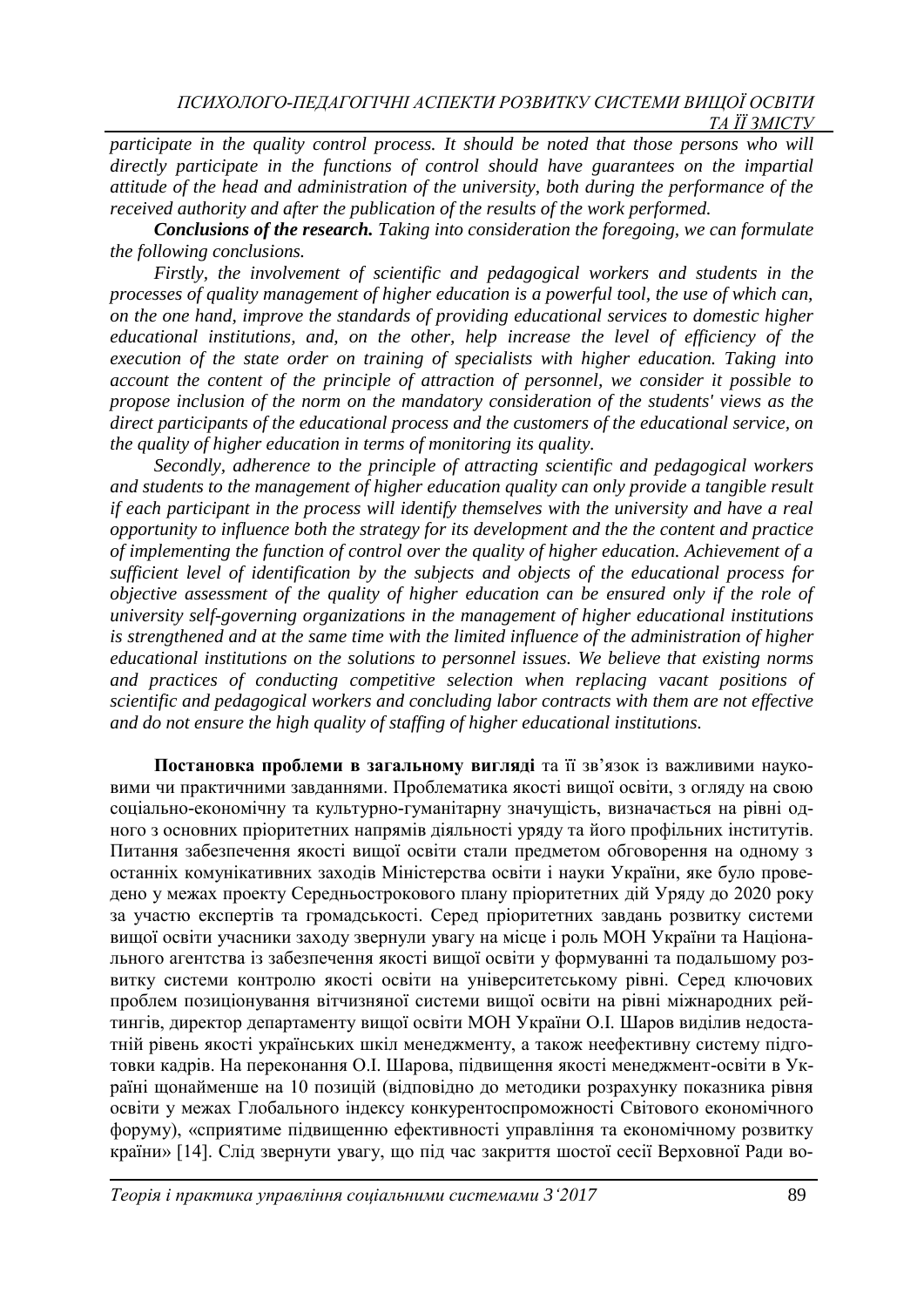*participate in the quality control process. It should be noted that those persons who will directly participate in the functions of control should have guarantees on the impartial attitude of the head and administration of the university, both during the performance of the received authority and after the publication of the results of the work performed.*

***Conclusions of the research.*** *Taking into consideration the foregoing, we can formulate the following conclusions.*

*Firstly, the involvement of scientific and pedagogical workers and students in the processes of quality management of higher education is a powerful tool, the use of which can, on the one hand, improve the standards of providing educational services to domestic higher educational institutions, and, on the other, help increase the level of efficiency of the execution of the state order on training of specialists with higher education. Taking into account the content of the principle of attraction of personnel, we consider it possible to propose inclusion of the norm on the mandatory consideration of the students' views as the direct participants of the educational process and the customers of the educational service, on the quality of higher education in terms of monitoring its quality.*

*Secondly, adherence to the principle of attracting scientific and pedagogical workers and students to the management of higher education quality can only provide a tangible result if each participant in the process will identify themselves with the university and have a real opportunity to influence both the strategy for its development and the the content and practice of implementing the function of control over the quality of higher education. Achievement of a sufficient level of identification by the subjects and objects of the educational process for objective assessment of the quality of higher education can be ensured only if the role of university self-governing organizations in the management of higher educational institutions is strengthened and at the same time with the limited influence of the administration of higher educational institutions on the solutions to personnel issues. We believe that existing norms and practices of conducting competitive selection when replacing vacant positions of scientific and pedagogical workers and concluding labor contracts with them are not effective and do not ensure the high quality of staffing of higher educational institutions.*

**Постановка проблеми в загальному вигляді** та її зв'язок із важливими науковими чи практичними завданнями. Проблематика якості вищої освіти, з огляду на свою соціально-економічну та культурно-гуманітарну значущість, визначається на рівні одного з основних пріоритетних напрямів діяльності уряду та його профільних інститутів. Питання забезпечення якості вищої освіти стали предметом обговорення на одному з останніх комунікативних заходів Міністерства освіти і науки України, яке було проведено у межах проекту Середньострокового плану пріоритетних дій Уряду до 2020 року за участю експертів та громадськості. Серед пріоритетних завдань розвитку системи вищої освіти учасники заходу звернули увагу на місце і роль МОН України та Національного агентства із забезпечення якості вищої освіти у формуванні та подальшому розвитку системи контролю якості освіти на університетському рівні. Серед ключових проблем позиціонування вітчизняної системи вищої освіти на рівні міжнародних рейтингів, директор департаменту вищої освіти МОН України О.І. Шаров виділив недостатній рівень якості українських шкіл менеджменту, а також неефективну систему підготовки кадрів. На переконання О.І. Шарова, підвищення якості менеджмент-освіти в Україні щонайменше на 10 позицій (відповідно до методики розрахунку показника рівня освіти у межах Глобального індексу конкурентоспроможності Світового економічного форуму), «сприятиме підвищенню ефективності управління та економічному розвитку країни» [14]. Слід звернути увагу, що під час закриття шостої сесії Верховної Ради во-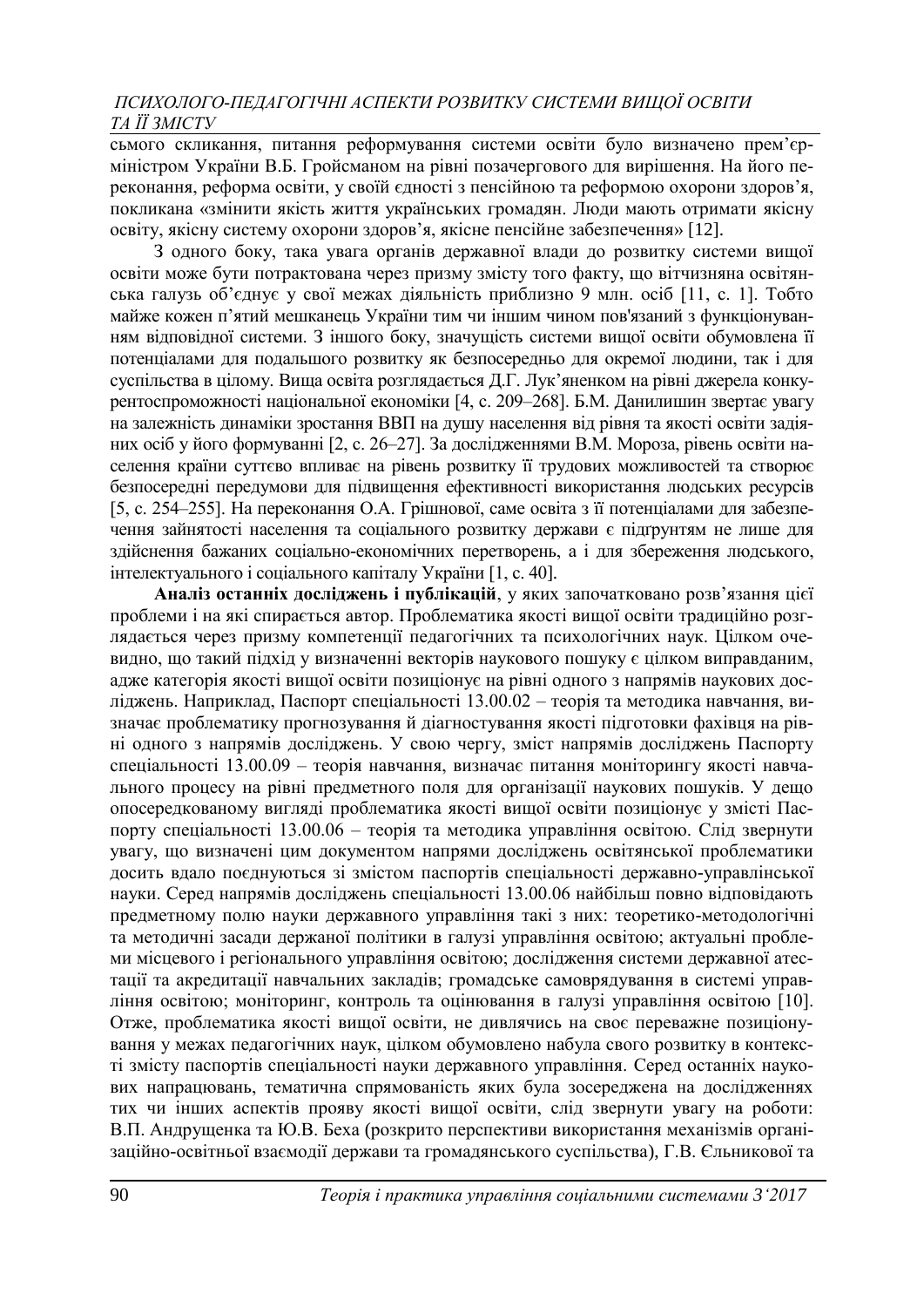сьмого скликання, питання реформування системи освіти було визначено прем'єр-міністром України В.Б. Гройсманом на рівні позачергового для вирішення. На його переконання, реформа освіти, у своїй єдності з пенсійною та реформою охорони здоров'я, покликана «змінити якість життя українських громадян. Люди мають отримати якісну освіту, якісну систему охорони здоров'я, якісне пенсійне забезпечення» [12].

З одного боку, така увага органів державної влади до розвитку системи вищої освіти може бути потрактована через призму змісту того факту, що вітчизняна освітянська галузь об'єднує у свої межах діяльність приблизно 9 млн. осіб [11, с. 1]. Тобто майже кожен п'ятий мешканець України тим чи іншим чином пов'язаний з функціонуванням відповідної системи. З іншого боку, значущість системи вищої освіти обумовлена її потенціалами для подальшого розвитку як безпосередньо для окремої людини, так і для суспільства в цілому. Вища освіта розглядається Д.Г. Лук'яненком на рівні джерела конкурентоспроможності національної економіки [4, с. 209–268]. Б.М. Данилишин звертає увагу на залежність динаміки зростання ВВП на душу населення від рівня та якості освіти задіяних осіб у його формуванні [2, с. 26–27]. За дослідженнями В.М. Мороза, рівень освіти населення країни суттєво впливає на рівень розвитку її трудових можливостей та створює безпосередні передумови для підвищення ефективності використання людських ресурсів [5, с. 254–255]. На переконання О.А. Грішнової, саме освіта з її потенціалами для забезпечення зайнятості населення та соціального розвитку держави є підґрунтям не лише для здійснення бажаних соціально-економічних перетворень, а і для збереження людського, інтелектуального і соціального капіталу України [1, с. 40].

**Аналіз останніх досліджень і публікацій**, у яких започатковано розв'язання цієї проблеми і на які спирається автор. Проблематика якості вищої освіти традиційно розглядається через призму компетенції педагогічних та психологічних наук. Цілком очевидно, що такий підхід у визначенні векторів наукового пошуку є цілком виправданим, адже категорія якості вищої освіти позиціонує на рівні одного з напрямів наукових досліджень. Наприклад, Паспорт спеціальності 13.00.02 – теорія та методика навчання, визначає проблематику прогнозування й діагностування якості підготовки фахівця на рівні одного з напрямів досліджень. У свою чергу, зміст напрямів досліджень Паспорту спеціальності 13.00.09 – теорія навчання, визначає питання моніторингу якості навчального процесу на рівні предметного поля для організації наукових пошуків. У дещо опосередкованому вигляді проблематика якості вищої освіти позиціонує у змісті Паспорту спеціальності 13.00.06 – теорія та методика управління освітою. Слід звернути увагу, що визначені цим документом напрями досліджень освітянської проблематики досить вдало поєднуються зі змістом паспортів спеціальності державно-управлінської науки. Серед напрямів досліджень спеціальності 13.00.06 найбільш повно відповідають предметному полю науки державного управління такі з них: теоретико-методологічні та методичні засади державної політики в галузі управління освітою; актуальні проблеми місцевого і регіонального управління освітою; дослідження системи державної атестації та акредитації навчальних закладів; громадське самоврядування в системі управління освітою; моніторинг, контроль та оцінювання в галузі управління освітою [10]. Отже, проблематика якості вищої освіти, не дивлячись на своє переважне позиціонування у межах педагогічних наук, цілком обумовлено набула свого розвитку в контексті змісту паспортів спеціальності науки державного управління. Серед останніх наукових напрацювань, тематична спрямованість яких була зосереджена на дослідженнях тих чи інших аспектів прояву якості вищої освіти, слід звернути увагу на роботи: В.П. Андрущенка та Ю.В. Беха (розкрито перспективи використання механізмів організаційно-освітньої взаємодії держави та громадянського суспільства), Г.В. Єльникової та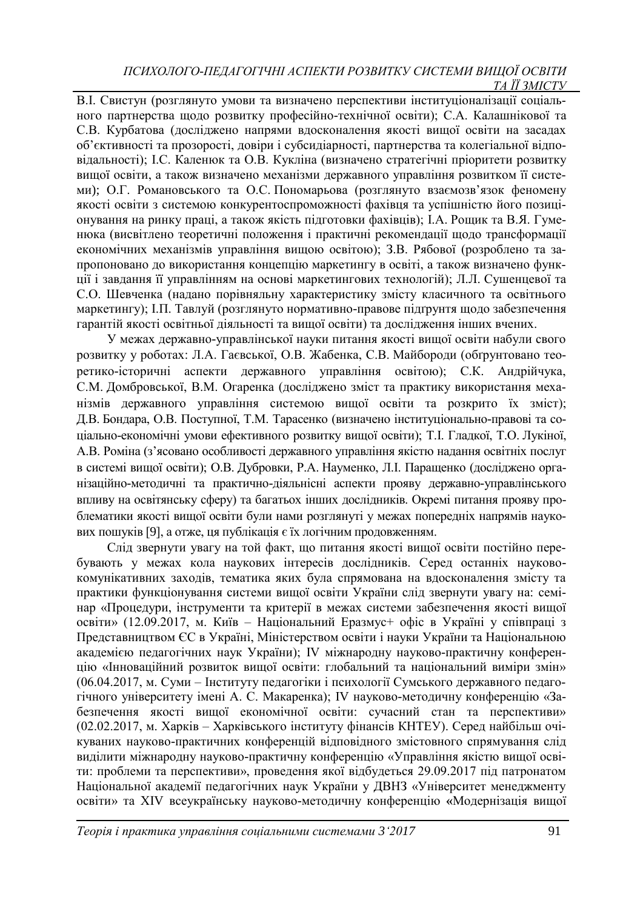В.І. Свистун (розглянуто умови та визначено перспективи інституціоналізації соціального партнерства щодо розвитку професійно-технічної освіти); С.А. Калашнікової та С.В. Курбатова (досліджено напрями вдосконалення якості вищої освіти на засадах об'єктивності та прозорості, довіри і субсидіарності, партнерства та колегіальної відповідальності); І.С. Каленюк та О.В. Кукліна (визначено стратегічні пріоритети розвитку вищої освіти, а також визначено механізми державного управління розвитком її системи); О.Г. Романовського та О.С. Пономарьова (розглянуто взаємозв'язок феномену якості освіти з системою конкурентоспроможності фахівця та успішністю його позиціонування на ринку праці, а також якість підготовки фахівців); І.А. Рощик та В.Я. Гуменюка (висвітлено теоретичні положення і практичні рекомендації щодо трансформації економічних механізмів управління вищою освітою); З.В. Рябової (розроблено та запропоновано до використання концепцію маркетингу в освіті, а також визначено функції і завдання її управлінням на основі маркетингових технологій); Л.Л. Сушенцевої та С.О. Шевченка (надано порівняльну характеристику змісту класичного та освітнього маркетингу); І.П. Тавлуй (розглянуто нормативно-правове підґрунтя щодо забезпечення гарантій якості освітньої діяльності та вищої освіти) та дослідження інших вчених.

У межах державно-управлінської науки питання якості вищої освіти набули свого розвитку у роботах: Л.А. Гаєвської, О.В. Жабенка, С.В. Майбороди (обгрунтовано теоретико-історичні аспекти державного управління освітою); С.К. Андрійчука, С.М. Домбровської, В.М. Огаренка (досліджено зміст та практику використання механізмів державного управління системою вищої освіти та розкрито їх зміст); Д.В. Бондара, О.В. Поступної, Т.М. Тарасенко (визначено інституціонально-правові та соціально-економічні умови ефективного розвитку вищої освіти); Т.І. Гладкої, Т.О. Лукіної, А.В. Роміна (з'ясовано особливості державного управління якістю надання освітніх послуг в системі вищої освіти); О.В. Дубровки, Р.А. Науменко, Л.І. Паращенко (досліджено організаційно-методичні та практично-діяльнісні аспекти прояву державно-управлінського впливу на освітянську сферу) та багатьох інших дослідників. Окремі питання прояву проблематики якості вищої освіти були нами розглянуті у межах попередніх напрямів наукових пошуків [9], а отже, ця публікація є їх логічним продовженням.

Слід звернути увагу на той факт, що питання якості вищої освіти постійно перебувають у межах кола наукових інтересів дослідників. Серед останніх науково-комунікативних заходів, тематика яких була спрямована на вдосконалення змісту та практики функціонування системи вищої освіти України слід звернути увагу на: семінар «Процедури, інструменти та критерії в межах системи забезпечення якості вищої освіти» (12.09.2017, м. Київ – Національний Еразмус+ офіс в Україні у співпраці з Представництвом ЄС в Україні, Міністерством освіти і науки України та Національною академією педагогічних наук України); IV міжнародну науково-практичну конференцію «Інноваційний розвиток вищої освіти: глобальний та національний виміри змін» (06.04.2017, м. Суми – Інституту педагогіки і психології Сумського державного педагогічного університету імені А. С. Макаренка); IV науково-методичну конференцію «Забезпечення якості вищої економічної освіти: сучасний стан та перспективи» (02.02.2017, м. Харків – Харківського інституту фінансів КНТЕУ). Серед найбільш очікуваних науково-практичних конференцій відповідного змістовного спрямування слід виділити міжнародну науково-практичну конференцію «Управління якістю вищої освіти: проблеми та перспективи», проведення якої відбудеться 29.09.2017 під патронатом Національної академії педагогічних наук України у ДВНЗ «Університет менеджменту освіти» та XIV всеукраїнську науково-методичну конференцію «Модернізація вищої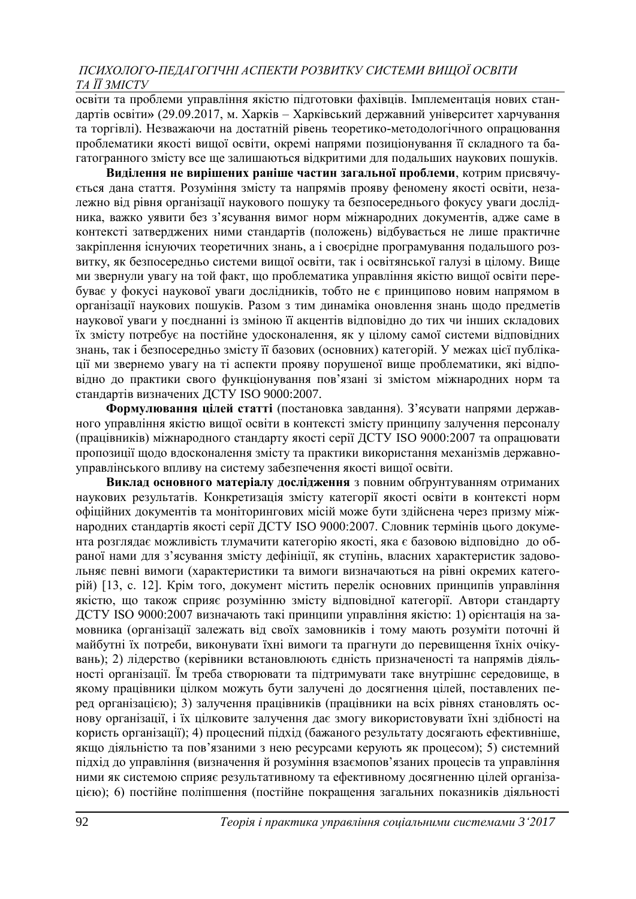освіти та проблеми управління якістю підготовки фахівців. Імплементація нових стандартів освіти» (29.09.2017, м. Харків – Харківський державний університет харчування та торгівлі). Незважаючи на достатній рівень теоретико-методологічного опрацювання проблематики якості вищої освіти, окремі напрями позиціонування її складного та багатогранного змісту все ще залишаються відкритими для подальших наукових пошуків.

**Виділення не вирішених раніше частин загальної проблеми**, котрим присвячується дана стаття. Розуміння змісту та напрямів прояву феномену якості освіти, незалежно від рівня організації наукового пошуку та безпосереднього фокусу уваги дослідника, важко уявити без з’ясування вимог норм міжнародних документів, адже саме в контексті затверджених ними стандартів (положень) відбувається не лише практичне закріплення існуючих теоретичних знань, а і своєрідне програмування подальшого розвитку, як безпосередньо системи вищої освіти, так і освітянської галузі в цілому. Вище ми звернули увагу на той факт, що проблематика управління якістю вищої освіти перебуває у фокусі наукової уваги дослідників, тобто не є принципово новим напрямом в організації наукових пошуків. Разом з тим динаміка оновлення знань щодо предметів наукової уваги у поєднанні із зміною її акцентів відповідно до тих чи інших складових їх змісту потребує на постійне удосконалення, як у цілому самої системи відповідних знань, так і безпосередньо змісту її базових (основних) категорій. У межах цієї публікації ми звернемо увагу на ті аспекти прояву порушеної вище проблематики, які відповідно до практики свого функціонування пов’язані зі змістом міжнародних норм та стандартів визначених ДСТУ ISO 9000:2007.

**Формулювання цілей статті** (постановка завдання). З’ясувати напрями державного управління якістю вищої освіти в контексті змісту принципу залучення персоналу (працівників) міжнародного стандарту якості серії ДСТУ ISO 9000:2007 та опрацювати пропозиції щодо вдосконалення змісту та практики використання механізмів державно-управлінського впливу на систему забезпечення якості вищої освіти.

**Виклад основного матеріалу дослідження** з повним обґрунтуванням отриманих наукових результатів. Конкретизація змісту категорії якості освіти в контексті норм офіційних документів та моніторингових місій може бути здійснена через призму міжнародних стандартів якості серії ДСТУ ISO 9000:2007. Словник термінів цього документа розглядає можливість тлумачити категорію якості, яка є базовою відповідно до обраної нами для з’ясування змісту дефініції, як ступінь, власних характеристик задовольняє певні вимоги (характеристики та вимоги визначаються на рівні окремих категорій) [13, с. 12]. Крім того, документ містить перелік основних принципів управління якістю, що також сприяє розумінню змісту відповідної категорії. Автори стандарту ДСТУ ISO 9000:2007 визначають такі принципи управління якістю: 1) орієнтація на замовника (організації залежать від своїх замовників і тому мають розуміти поточні й майбутні їх потреби, виконувати їхні вимоги та прагнути до перевищення їхніх очікувань); 2) лідерство (керівники встановлюють єдність призначеності та напрямів діяльності організації. Їм треба створювати та підтримувати таке внутрішнє середовище, в якому працівники цілком можуть бути залучені до досягнення цілей, поставлених перед організацією); 3) залучення працівників (працівники на всіх рівнях становлять основу організації, і їх цілковите залучення дає змогу використовувати їхні здібності на користь організації); 4) процесний підхід (бажаного результату досягають ефективніше, якщо діяльністю та пов’язаними з нею ресурсами керують як процесом); 5) системний підхід до управління (визначення й розуміння взаємопов’язаних процесів та управління ними як системою сприяє результативному та ефективному досягненню цілей організацією); 6) постійне поліпшення (постійне покращення загальних показників діяльності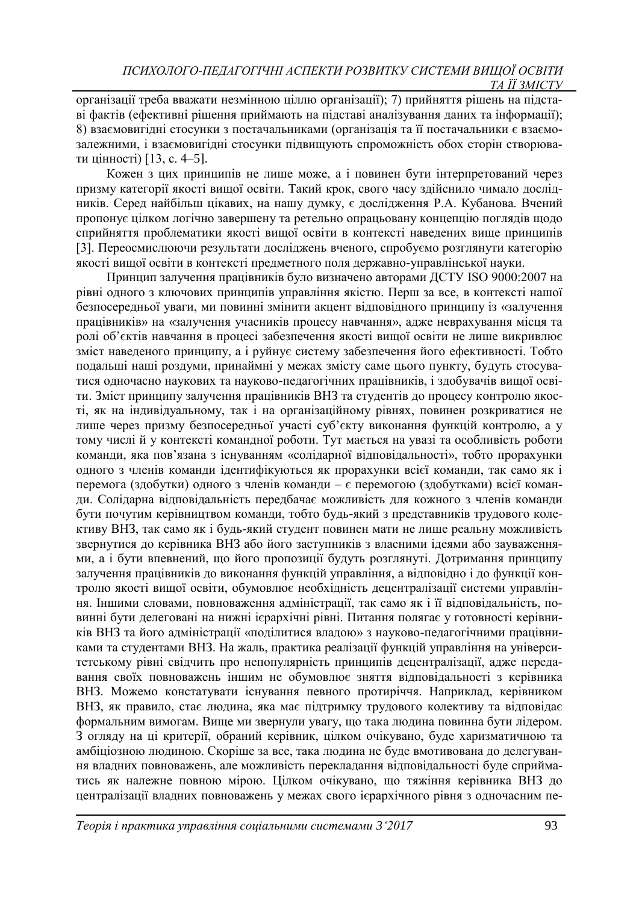організації треба вважати незмінною ціллю організації); 7) прийняття рішень на підставі фактів (ефективні рішення приймають на підставі аналізування даних та інформації); 8) взаємовигідні стосунки з постачальниками (організація та її постачальники є взаємозалежними, і взаємовигідні стосунки підвищують спроможність обох сторін створювати цінності) [13, с. 4–5].

Кожен з цих принципів не лише може, а і повинен бути інтерпретований через призму категорії якості вищої освіти. Такий крок, свого часу здійснило чимало дослідників. Серед найбільш цікавих, на нашу думку, є дослідження Р.А. Кубанова. Вчений пропонує цілком логічно завершену та ретельно опрацьовану концепцію поглядів щодо сприйняття проблематики якості вищої освіти в контексті наведених вище принципів [3]. Переосмислюючи результати досліджень вченого, спробуємо розглянути категорію якості вищої освіти в контексті предметного поля державно-управлінської науки.

Принцип залучення працівників було визначено авторами ДСТУ ISO 9000:2007 на рівні одного з ключових принципів управління якістю. Перш за все, в контексті нашої безпосередньої уваги, ми повинні змінити акцент відповідного принципу із «залучення працівників» на «залучення учасників процесу навчання», адже неврахування місця та ролі об'єктів навчання в процесі забезпечення якості вищої освіти не лише викривлює зміст наведеного принципу, а і руйнує систему забезпечення його ефективності. Тобто подальші наші роздуми, принаймні у межах змісту саме цього пункту, будуть стосуватися одночасно наукових та науково-педагогічних працівників, і здобувачів вищої освіти. Зміст принципу залучення працівників ВНЗ та студентів до процесу контролю якості, як на індивідуальному, так і на організаційному рівнях, повинен розкриватися не лише через призму безпосередньої участі суб'єкту виконання функцій контролю, а у тому числі й у контексті командної роботи. Тут мається на увазі та особливість роботи команди, яка пов'язана з існуванням «солідарної відповідальності», тобто прорахунки одного з членів команди ідентифікуються як прорахунки всієї команди, так само як і перемога (здобутки) одного з членів команди – є перемогою (здобутками) всієї команди. Солідарна відповідальність передбачає можливість для кожного з членів команди бути почутим керівництвом команди, тобто будь-який з представників трудового колективу ВНЗ, так само як і будь-який студент повинен мати не лише реальну можливість звернутися до керівника ВНЗ або його заступників з власними ідеями або зауваженнями, а і бути впевнений, що його пропозиції будуть розглянуті. Дотримання принципу залучення працівників до виконання функцій управління, а відповідно і до функції контролю якості вищої освіти, обумовлює необхідність децентралізації системи управління. Іншими словами, повноваження адміністрації, так само як і її відповідальність, повинні бути делеговані на нижні ієрархічні рівні. Питання полягає у готовності керівників ВНЗ та його адміністрації «поділитися владою» з науково-педагогічними працівниками та студентами ВНЗ. На жаль, практика реалізації функцій управління на університетському рівні свідчить про непопулярність принципів децентралізації, адже передавання своїх повноважень іншим не обумовлює зняття відповідальності з керівника ВНЗ. Можемо констатувати існування певного протиріччя. Наприклад, керівником ВНЗ, як правило, стає людина, яка має підтримку трудового колективу та відповідає формальним вимогам. Вище ми звернули увагу, що така людина повинна бути лідером. З огляду на ці критерії, обраний керівник, цілком очікувано, буде харизматичною та амбіціозною людиною. Скоріше за все, така людина не буде вмотивована до делегування владних повноважень, але можливість перекладання відповідальності буде сприйматись як належне повною мірою. Цілком очікувано, що тяжіння керівника ВНЗ до централізації владних повноважень у межах свого ієрархічного рівня з одночасним пе-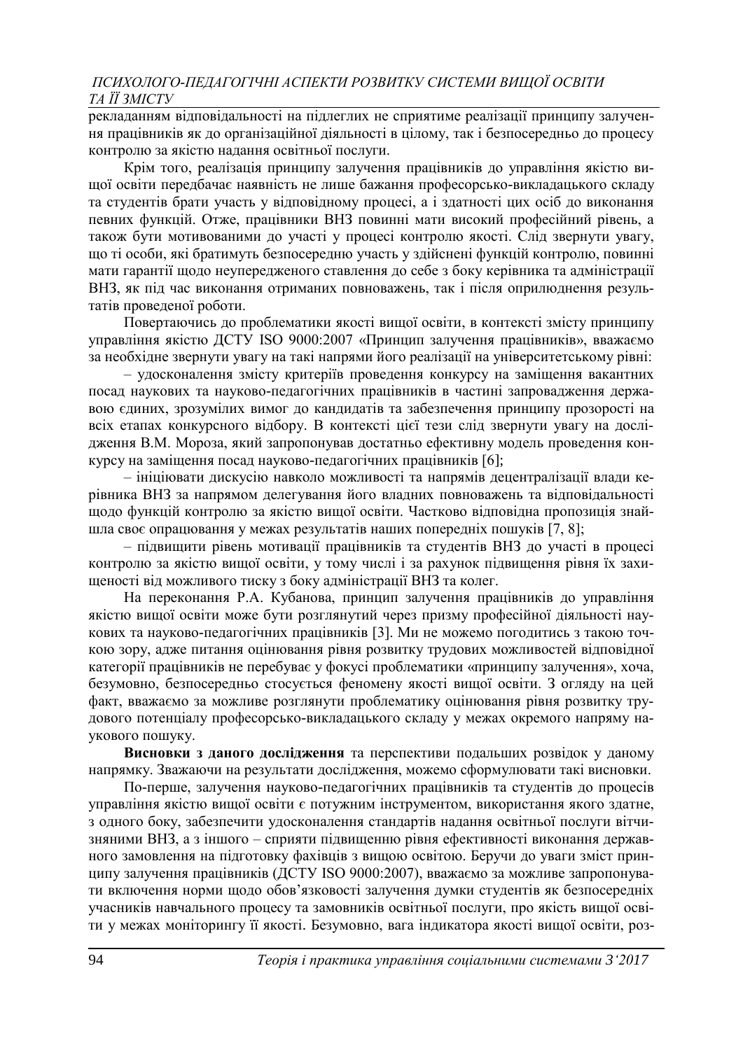рекладанням відповідальності на підлеглих не сприятиме реалізації принципу залучення працівників як до організаційної діяльності в цілому, так і безпосередньо до процесу контролю за якістю надання освітньої послуги.

Крім того, реалізація принципу залучення працівників до управління якістю вищої освіти передбачає наявність не лише бажання професорсько-викладацького складу та студентів брати участь у відповідному процесі, а і здатності цих осіб до виконання певних функцій. Отже, працівники ВНЗ повинні мати високий професійний рівень, а також бути мотивованими до участі у процесі контролю якості. Слід звернути увагу, що ті особи, які братимуть безпосередню участь у здійснені функцій контролю, повинні мати гарантії щодо неупередженого ставлення до себе з боку керівника та адміністрації ВНЗ, як під час виконання отриманих повноважень, так і після оприлюднення результатів проведеної роботи.

Повертаючись до проблематики якості вищої освіти, в контексті змісту принципу управління якістю ДСТУ ISO 9000:2007 «Принцип залучення працівників», вважаємо за необхідне звернути увагу на такі напрями його реалізації на університетському рівні:

– удосконалення змісту критеріїв проведення конкурсу на заміщення вакантних посад наукових та науково-педагогічних працівників в частині запровадження державою єдиних, зрозумілих вимог до кандидатів та забезпечення принципу прозорості на всіх етапах конкурсного відбору. В контексті цієї тези слід звернути увагу на дослідження В.М. Мороза, який запропонував достатньо ефективну модель проведення конкурсу на заміщення посад науково-педагогічних працівників [6];

– ініціювати дискусію навколо можливості та напрямів децентралізації влади керівника ВНЗ за напрямом делегування його владних повноважень та відповідальності щодо функцій контролю за якістю вищої освіти. Частково відповідна пропозиція знайшла своє опрацювання у межах результатів наших попередніх пошуків [7, 8];

– підвищити рівень мотивації працівників та студентів ВНЗ до участі в процесі контролю за якістю вищої освіти, у тому числі і за рахунок підвищення рівня їх захищеності від можливого тиску з боку адміністрації ВНЗ та колег.

На переконання Р.А. Кубанова, принцип залучення працівників до управління якістю вищої освіти може бути розглянутий через призму професійної діяльності наукових та науково-педагогічних працівників [3]. Ми не можемо погодитись з такою точкою зору, адже питання оцінювання рівня розвитку трудових можливостей відповідної категорії працівників не перебуває у фокусі проблематики «принципу залучення», хоча, безумовно, безпосередньо стосується феномену якості вищої освіти. З огляду на цей факт, вважаємо за можливе розглянути проблематику оцінювання рівня розвитку трудового потенціалу професорсько-викладацького складу у межах окремого напряму наукового пошуку.

**Висновки з даного дослідження** та перспективи подальших розвідок у даному напрямку. Зважаючи на результати дослідження, можемо сформулювати такі висновки.

По-перше, залучення науково-педагогічних працівників та студентів до процесів управління якістю вищої освіти є потужним інструментом, використання якого здатне, з одного боку, забезпечити удосконалення стандартів надання освітньої послуги вітчизняними ВНЗ, а з іншого – сприяти підвищенню рівня ефективності виконання державного замовлення на підготовку фахівців з вищою освітою. Беручи до уваги зміст принципу залучення працівників (ДСТУ ISO 9000:2007), вважаємо за можливе запропонувати включення норми щодо обов'язковості залучення думки студентів як безпосередніх учасників навчального процесу та замовників освітньої послуги, про якість вищої освіти у межах моніторингу її якості. Безумовно, вага індикатора якості вищої освіти, роз-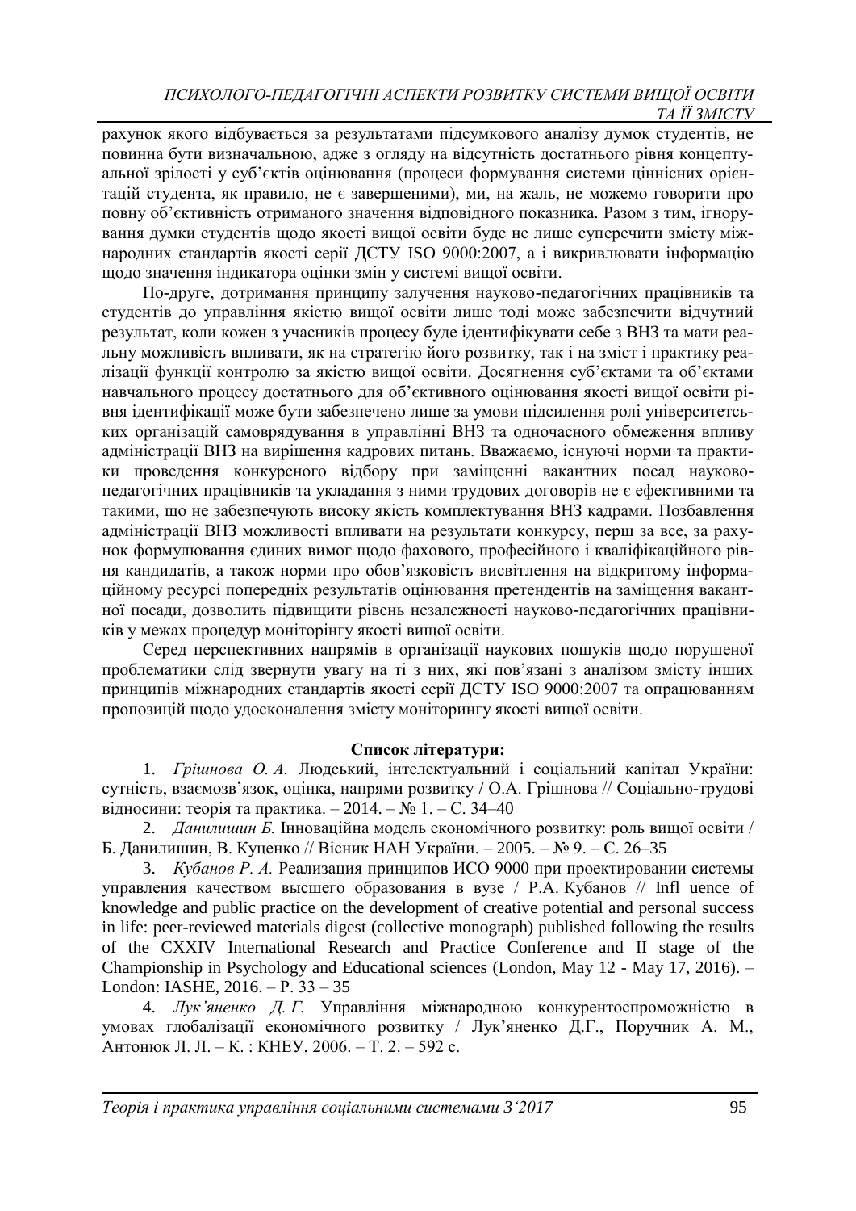рахунок якого відбувається за результатами підсумкового аналізу думок студентів, не повинна бути визначальною, адже з огляду на відсутність достатнього рівня концептуальної зрілості у суб'єктів оцінювання (процеси формування системи ціннісних орієнтацій студента, як правило, не є завершеними), ми, на жаль, не можемо говорити про повну об'єктивність отриманого значення відповідного показника. Разом з тим, ігнорування думки студентів щодо якості вищої освіти буде не лише суперечити змісту міжнародних стандартів якості серії ДСТУ ISO 9000:2007, а і викривлювати інформацію щодо значення індикатора оцінки змін у системі вищої освіти.

По-друге, дотримання принципу залучення науково-педагогічних працівників та студентів до управління якістю вищої освіти лише тоді може забезпечити відчутний результат, коли кожен з учасників процесу буде ідентифікувати себе з ВНЗ та мати реальну можливість впливати, як на стратегію його розвитку, так і на зміст і практику реалізації функції контролю за якістю вищої освіти. Досягнення суб'єктами та об'єктами навчального процесу достатнього для об'єктивного оцінювання якості вищої освіти рівня ідентифікації може бути забезпечено лише за умови підсилення ролі університетських організацій самоврядування в управлінні ВНЗ та одночасного обмеження впливу адміністрації ВНЗ на вирішення кадрових питань. Вважаємо, існуючі норми та практики проведення конкурсного відбору при заміщенні вакантних посад науково-педагогічних працівників та укладання з ними трудових договорів не є ефективними та такими, що не забезпечують високу якість комплектування ВНЗ кадрами. Позбавлення адміністрації ВНЗ можливості впливати на результати конкурсу, перш за все, за рахунок формулювання єдиних вимог щодо фахового, професійного і кваліфікаційного рівня кандидатів, а також норми про обов'язковість висвітлення на відкритому інформаційному ресурсі попередніх результатів оцінювання претендентів на заміщення вакантної посади, дозволить підвищити рівень незалежності науково-педагогічних працівників у межах процедур моніторінгу якості вищої освіти.

Серед перспективних напрямів в організації наукових пошуків щодо порушеної проблематики слід звернути увагу на ті з них, які пов'язані з аналізом змісту інших принципів міжнародних стандартів якості серії ДСТУ ISO 9000:2007 та опрацюванням пропозицій щодо удосконалення змісту моніторингу якості вищої освіти.

**Список літератури:**

1. *Грішнова О. А.* Людський, інтелектуальний і соціальний капітал України: сутність, взаємозв'язок, оцінка, напрями розвитку / О.А. Грішнова // Соціально-трудові відносини: теорія та практика. – 2014. – № 1. – С. 34–40

2. *Данилишин Б.* Інноваційна модель економічного розвитку: роль вищої освіти / Б. Данилишин, В. Куценко // Вісник НАН України. – 2005. – № 9. – С. 26–35

3. *Кубанов Р. А.* Реализация принципов ИСО 9000 при проектировании системы управления качеством высшего образования в вузе / Р.А. Кубанов // Infl uence of knowledge and public practice on the development of creative potential and personal success in life: peer-reviewed materials digest (collective monograph) published following the results of the CXXIV International Research and Practice Conference and II stage of the Championship in Psychology and Educational sciences (London, May 12 - May 17, 2016). – London: IASHE, 2016. – P. 33 – 35

4. *Лук'яненко Д. Г.* Управління міжнародною конкурентоспроможністю в умовах глобалізації економічного розвитку / Лук'яненко Д.Г., Поручник А. М., Антонюк Л. Л. – К. : КНЕУ, 2006. – Т. 2. – 592 с.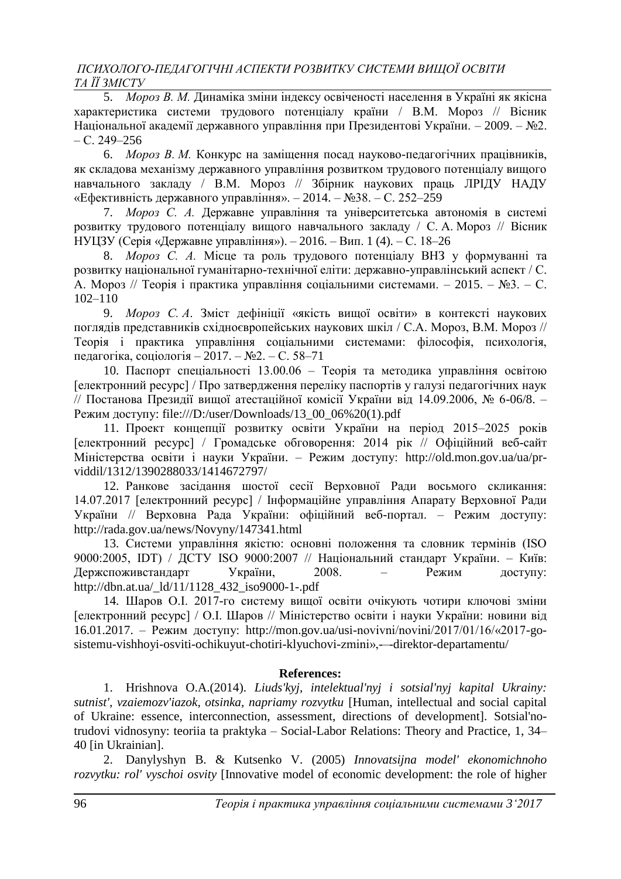5. *Мороз В. М.* Динаміка зміни індексу освіченості населення в Україні як якісна характеристика системи трудового потенціалу країни / В.М. Мороз // Вісник Національної академії державного управління при Президентові України. – 2009. – №2. – С. 249–256

6. *Мороз В. М.* Конкурс на заміщення посад науково-педагогічних працівників, як складова механізму державного управління розвитком трудового потенціалу вищого навчального закладу / В.М. Мороз // Збірник наукових праць ЛРІДУ НАДУ «Ефективність державного управління». – 2014. – №38. – С. 252–259

7. *Мороз С. А.* Державне управління та університетська автономія в системі розвитку трудового потенціалу вищого навчального закладу / С. А. Мороз // Вісник НУЦЗУ (Серія «Державне управління»). – 2016. – Вип. 1 (4). – С. 18–26

8. *Мороз С. А.* Місце та роль трудового потенціалу ВНЗ у формуванні та розвитку національної гуманітарно-технічної еліти: державно-управлінський аспект / С. А. Мороз // Теорія і практика управління соціальними системами. – 2015. – №3. – С. 102–110

9. *Мороз С. А*. Зміст дефініції «якість вищої освіти» в контексті наукових поглядів представників східноєвропейських наукових шкіл / С.А. Мороз, В.М. Мороз // Теорія і практика управління соціальними системами: філософія, психологія, педагогіка, соціологія – 2017. – №2. – С. 58–71

10. Паспорт спеціальності 13.00.06 – Теорія та методика управління освітою [електронний ресурс] / Про затвердження переліку паспортів у галузі педагогічних наук // Постанова Президії вищої атестаційної комісії України від 14.09.2006, № 6-06/8. – Режим доступу: file:///D:/user/Downloads/13_00_06%20(1).pdf

11. Проект концепції розвитку освіти України на період 2015–2025 років [електронний ресурс] / Громадське обговорення: 2014 рік // Офіційний веб-сайт Міністерства освіти і науки України. – Режим доступу: http://old.mon.gov.ua/ua/pr-viddil/1312/1390288033/1414672797/

12. Ранкове засідання шостої сесії Верховної Ради восьмого скликання: 14.07.2017 [електронний ресурс] / Інформаційне управління Апарату Верховної Ради України // Верховна Рада України: офіційний веб-портал. – Режим доступу: http://rada.gov.ua/news/Novyny/147341.html

13. Системи управління якістю: основні положення та словник термінів (ISO 9000:2005, IDT) / ДСТУ ISO 9000:2007 // Національний стандарт України. – Київ: Держспоживстандарт України, 2008. – Режим доступу: http://dbn.at.ua/_ld/11/1128_432_iso9000-1-.pdf

14. Шаров О.І. 2017-го систему вищої освіти очікують чотири ключові зміни [електронний ресурс] / О.І. Шаров // Міністерство освіти і науки України: новини від 16.01.2017. – Режим доступу: http://mon.gov.ua/usi-novivni/novini/2017/01/16/«2017-go-sistemu-vishhoyi-osviti-ochikuyut-chotiri-klyuchovi-zmini»,-–-direktor-departamentu/

**References:**

1. Hrishnova O.A.(2014). *Liuds'kyj, intelektual'nyj i sotsial'nyj kapital Ukrainy: sutnist', vzaiemozv'iazok, otsinka, napriamy rozvytku* [Human, intellectual and social capital of Ukraine: essence, interconnection, assessment, directions of development]. Sotsial'no-trudovi vidnosyny: teoriia ta praktyka – Social-Labor Relations: Theory and Practice, 1, 34–40 [in Ukrainian].

2. Danylyshyn B. & Kutsenko V. (2005) *Innovatsijna model' ekonomichnoho rozvytku: rol' vyschoi osvity* [Innovative model of economic development: the role of higher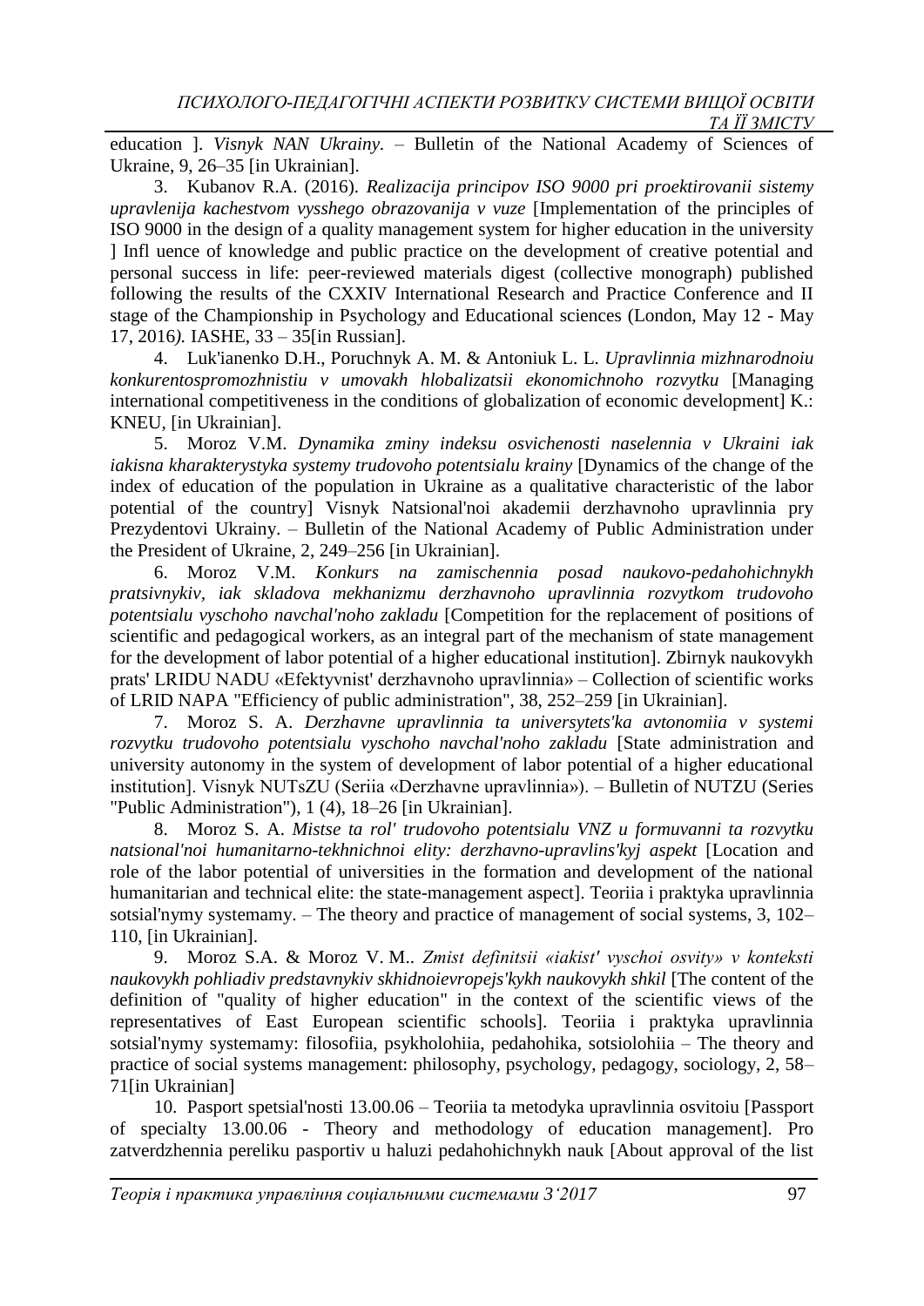education ]. *Visnyk NAN Ukrainy*. – Bulletin of the National Academy of Sciences of Ukraine, 9, 26–35 [in Ukrainian].

3. Kubanov R.A. (2016). *Realizacija principov ISO 9000 pri proektirovanii sistemy upravlenija kachestvom vysshego obrazovanija v vuze* [Implementation of the principles of ISO 9000 in the design of a quality management system for higher education in the university ] Infl uence of knowledge and public practice on the development of creative potential and personal success in life: peer-reviewed materials digest (collective monograph) published following the results of the CXXIV International Research and Practice Conference and II stage of the Championship in Psychology and Educational sciences (London, May 12 - May 17, 2016*).* IASHE, 33 – 35[in Russian].

4. Luk'ianenko D.H., Poruchnyk A. M. & Antoniuk L. L. *Upravlinnia mizhnarodnoiu konkurentospromozhnistiu v umovakh hlobalizatsii ekonomichnoho rozvytku* [Managing international competitiveness in the conditions of globalization of economic development] K.: KNEU, [in Ukrainian].

5. Moroz V.M. *Dynamika zminy indeksu osvichenosti naselennia v Ukraini iak iakisna kharakterystyka systemy trudovoho potentsialu krainy* [Dynamics of the change of the index of education of the population in Ukraine as a qualitative characteristic of the labor potential of the country] Visnyk Natsional'noi akademii derzhavnoho upravlinnia pry Prezydentovi Ukrainy. – Bulletin of the National Academy of Public Administration under the President of Ukraine, 2, 249–256 [in Ukrainian].

6. Moroz V.M. *Konkurs na zamischennia posad naukovo-pedahohichnykh pratsivnykiv, iak skladova mekhanizmu derzhavnoho upravlinnia rozvytkom trudovoho potentsialu vyschoho navchal'noho zakladu* [Competition for the replacement of positions of scientific and pedagogical workers, as an integral part of the mechanism of state management for the development of labor potential of a higher educational institution]. Zbirnyk naukovykh prats' LRIDU NADU «Efektyvnist' derzhavnoho upravlinnia» – Collection of scientific works of LRID NAPA "Efficiency of public administration", 38, 252–259 [in Ukrainian].

7. Moroz S. A. *Derzhavne upravlinnia ta universytets'ka avtonomiia v systemi rozvytku trudovoho potentsialu vyschoho navchal'noho zakladu* [State administration and university autonomy in the system of development of labor potential of a higher educational institution]. Visnyk NUTsZU (Seriia «Derzhavne upravlinnia»). – Bulletin of NUTZU (Series "Public Administration"), 1 (4), 18–26 [in Ukrainian].

8. Moroz S. A. *Mistse ta rol' trudovoho potentsialu VNZ u formuvanni ta rozvytku natsional'noi humanitarno-tekhnichnoi elity: derzhavno-upravlins'kyj aspekt* [Location and role of the labor potential of universities in the formation and development of the national humanitarian and technical elite: the state-management aspect]. Teoriia i praktyka upravlinnia sotsial'nymy systemamy. – The theory and practice of management of social systems, 3, 102–110, [in Ukrainian].

9. Moroz S.A. & Moroz V. M.. *Zmist definitsii «iakist' vyschoi osvity» v konteksti naukovykh pohliadiv predstavnykiv skhidnoievropejs'kykh naukovykh shkil* [The content of the definition of "quality of higher education" in the context of the scientific views of the representatives of East European scientific schools]. Teoriia i praktyka upravlinnia sotsial'nymy systemamy: filosofiia, psykholohiia, pedahohika, sotsiolohiia – The theory and practice of social systems management: philosophy, psychology, pedagogy, sociology, 2, 58–71[in Ukrainian]

10. Pasport spetsial'nosti 13.00.06 – Teoriia ta metodyka upravlinnia osvitoiu [Passport of specialty 13.00.06 - Theory and methodology of education management]. Pro zatverdzhennia pereliku pasportiv u haluzi pedahohichnykh nauk [About approval of the list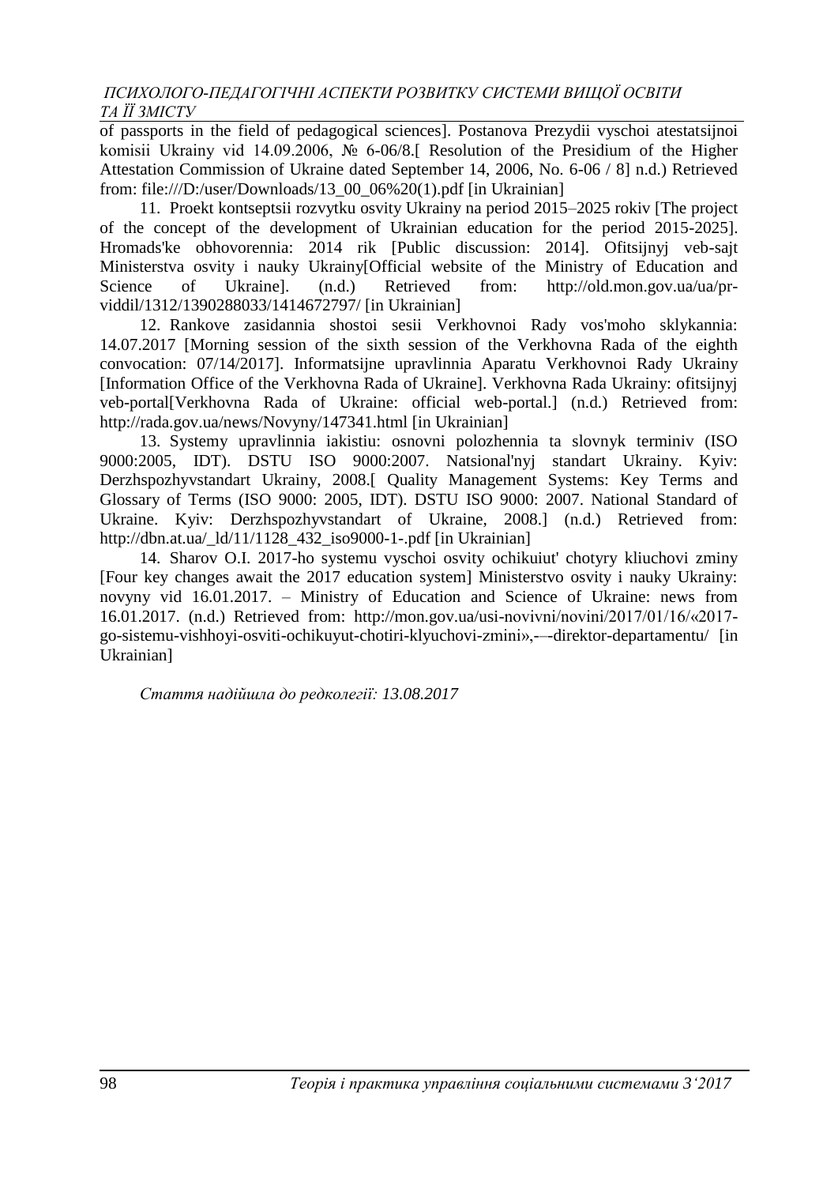of passports in the field of pedagogical sciences]. Postanova Prezydii vyschoi atestatsijnoi komisii Ukrainy vid 14.09.2006, № 6-06/8.[ Resolution of the Presidium of the Higher Attestation Commission of Ukraine dated September 14, 2006, No. 6-06 / 8] n.d.) Retrieved from: file:///D:/user/Downloads/13_00_06%20(1).pdf [in Ukrainian]

11. Proekt kontseptsii rozvytku osvity Ukrainy na period 2015–2025 rokiv [The project of the concept of the development of Ukrainian education for the period 2015-2025]. Hromads'ke obhovorennia: 2014 rik [Public discussion: 2014]. Ofitsijnyj veb-sajt Ministerstva osvity i nauky Ukrainy[Official website of the Ministry of Education and Science of Ukraine]. (n.d.) Retrieved from: http://old.mon.gov.ua/ua/pr-viddil/1312/1390288033/1414672797/ [in Ukrainian]

12. Rankove zasidannia shostoi sesii Verkhovnoi Rady vos'moho sklykannia: 14.07.2017 [Morning session of the sixth session of the Verkhovna Rada of the eighth convocation: 07/14/2017]. Informatsijne upravlinnia Aparatu Verkhovnoi Rady Ukrainy [Information Office of the Verkhovna Rada of Ukraine]. Verkhovna Rada Ukrainy: ofitsijnyj veb-portal[Verkhovna Rada of Ukraine: official web-portal.] (n.d.) Retrieved from: http://rada.gov.ua/news/Novyny/147341.html [in Ukrainian]

13. Systemy upravlinnia iakistiu: osnovni polozhennia ta slovnyk terminiv (ISO 9000:2005, IDT). DSTU ISO 9000:2007. Natsional'nyj standart Ukrainy. Kyiv: Derzhspozhyvstandart Ukrainy, 2008.[ Quality Management Systems: Key Terms and Glossary of Terms (ISO 9000: 2005, IDT). DSTU ISO 9000: 2007. National Standard of Ukraine. Kyiv: Derzhspozhyvstandart of Ukraine, 2008.] (n.d.) Retrieved from: http://dbn.at.ua/_ld/11/1128_432_iso9000-1-.pdf [in Ukrainian]

14. Sharov O.I. 2017-ho systemu vyschoi osvity ochikuiut' chotyry kliuchovi zminy [Four key changes await the 2017 education system] Ministerstvo osvity i nauky Ukrainy: novyny vid 16.01.2017. – Ministry of Education and Science of Ukraine: news from 16.01.2017. (n.d.) Retrieved from: http://mon.gov.ua/usi-novivni/novini/2017/01/16/«2017-go-sistemu-vishhoyi-osviti-ochikuyut-chotiri-klyuchovi-zmini»,-–-direktor-departamentu/ [in Ukrainian]

*Стаття надійшла до редколегії: 13.08.2017*